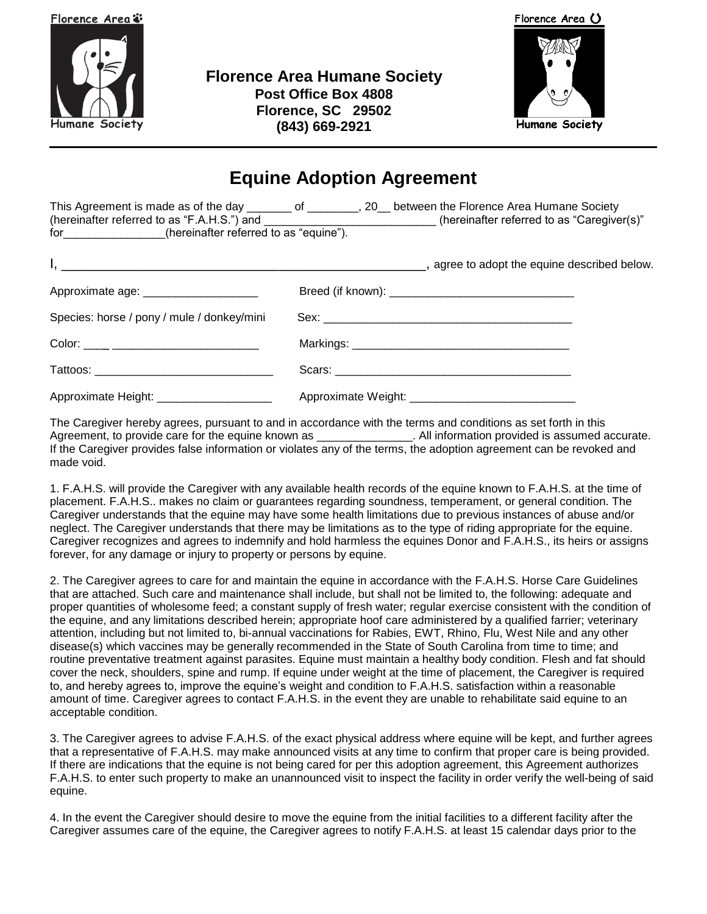Florence Area

Humane Society

**Florence Area Humane Society**
**Post Office Box 4808**
**Florence, SC 29502**
**(843) 669-2921**

Florence Area

Humane Society

# Equine Adoption Agreement

This Agreement is made as of the day _______ of ________, 20__ between the Florence Area Humane Society (hereinafter referred to as "F.A.H.S.") and ___________________________ (hereinafter referred to as "Caregiver(s)" for________________(hereinafter referred to as "equine").

I, ________________________________________________________, agree to adopt the equine described below.

Approximate age: __________________ Breed (if known): _____________________________

Species: horse / pony / mule / donkey/mini Sex: ________________________________________

Color: ____ _______________________ Markings: __________________________________

Tattoos: ____________________________ Scars: _____________________________________

Approximate Height: __________________ Approximate Weight: __________________________

The Caregiver hereby agrees, pursuant to and in accordance with the terms and conditions as set forth in this Agreement, to provide care for the equine known as _______________. All information provided is assumed accurate. If the Caregiver provides false information or violates any of the terms, the adoption agreement can be revoked and made void.

1. F.A.H.S. will provide the Caregiver with any available health records of the equine known to F.A.H.S. at the time of placement. F.A.H.S.. makes no claim or guarantees regarding soundness, temperament, or general condition. The Caregiver understands that the equine may have some health limitations due to previous instances of abuse and/or neglect. The Caregiver understands that there may be limitations as to the type of riding appropriate for the equine. Caregiver recognizes and agrees to indemnify and hold harmless the equines Donor and F.A.H.S., its heirs or assigns forever, for any damage or injury to property or persons by equine.

2. The Caregiver agrees to care for and maintain the equine in accordance with the F.A.H.S. Horse Care Guidelines that are attached. Such care and maintenance shall include, but shall not be limited to, the following: adequate and proper quantities of wholesome feed; a constant supply of fresh water; regular exercise consistent with the condition of the equine, and any limitations described herein; appropriate hoof care administered by a qualified farrier; veterinary attention, including but not limited to, bi-annual vaccinations for Rabies, EWT, Rhino, Flu, West Nile and any other disease(s) which vaccines may be generally recommended in the State of South Carolina from time to time; and routine preventative treatment against parasites. Equine must maintain a healthy body condition. Flesh and fat should cover the neck, shoulders, spine and rump. If equine under weight at the time of placement, the Caregiver is required to, and hereby agrees to, improve the equine's weight and condition to F.A.H.S. satisfaction within a reasonable amount of time. Caregiver agrees to contact F.A.H.S. in the event they are unable to rehabilitate said equine to an acceptable condition.

3. The Caregiver agrees to advise F.A.H.S. of the exact physical address where equine will be kept, and further agrees that a representative of F.A.H.S. may make announced visits at any time to confirm that proper care is being provided. If there are indications that the equine is not being cared for per this adoption agreement, this Agreement authorizes F.A.H.S. to enter such property to make an unannounced visit to inspect the facility in order verify the well-being of said equine.

4. In the event the Caregiver should desire to move the equine from the initial facilities to a different facility after the Caregiver assumes care of the equine, the Caregiver agrees to notify F.A.H.S. at least 15 calendar days prior to the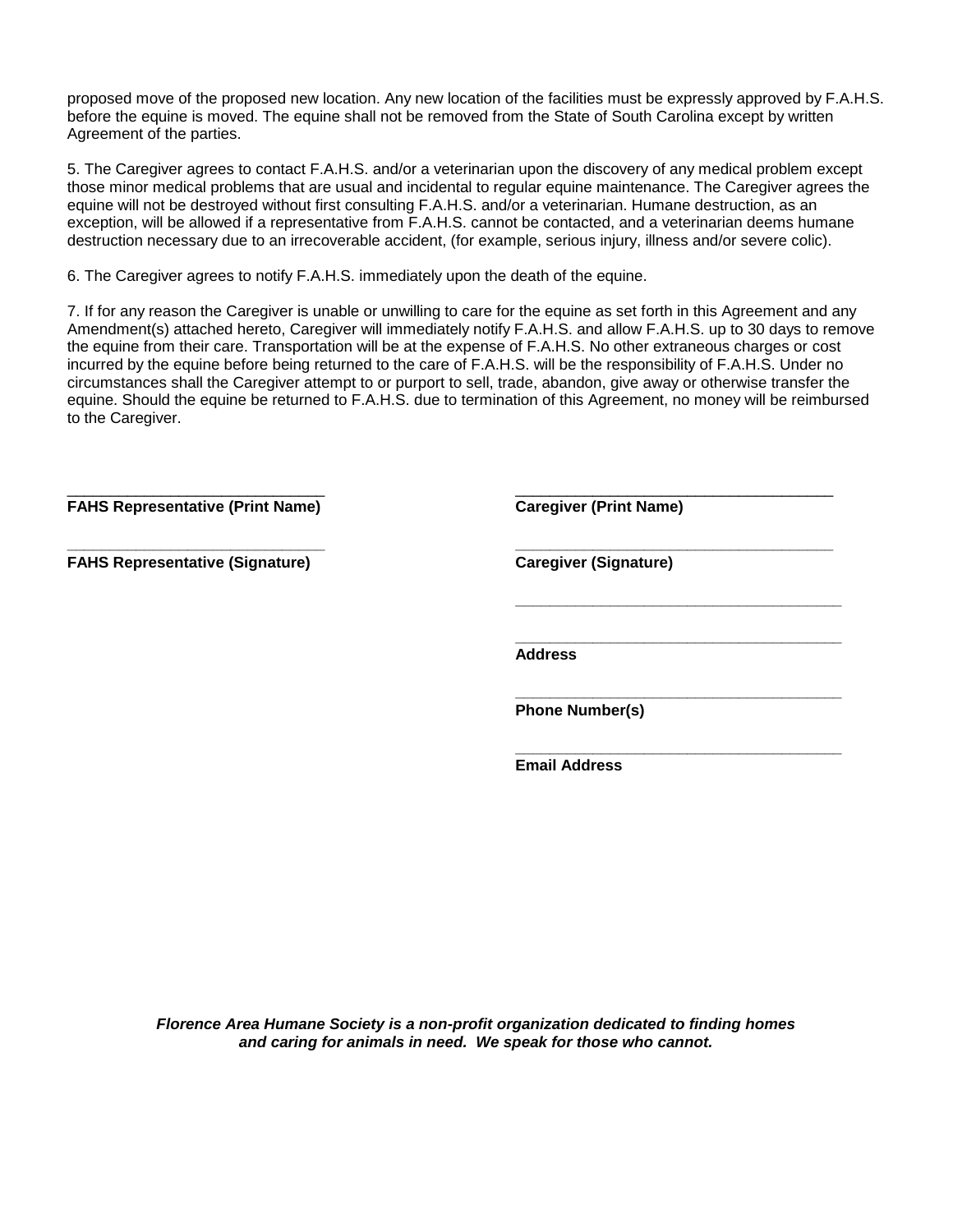proposed move of the proposed new location. Any new location of the facilities must be expressly approved by F.A.H.S. before the equine is moved. The equine shall not be removed from the State of South Carolina except by written Agreement of the parties.

5. The Caregiver agrees to contact F.A.H.S. and/or a veterinarian upon the discovery of any medical problem except those minor medical problems that are usual and incidental to regular equine maintenance. The Caregiver agrees the equine will not be destroyed without first consulting F.A.H.S. and/or a veterinarian. Humane destruction, as an exception, will be allowed if a representative from F.A.H.S. cannot be contacted, and a veterinarian deems humane destruction necessary due to an irrecoverable accident, (for example, serious injury, illness and/or severe colic).

6. The Caregiver agrees to notify F.A.H.S. immediately upon the death of the equine.

7. If for any reason the Caregiver is unable or unwilling to care for the equine as set forth in this Agreement and any Amendment(s) attached hereto, Caregiver will immediately notify F.A.H.S. and allow F.A.H.S. up to 30 days to remove the equine from their care. Transportation will be at the expense of F.A.H.S. No other extraneous charges or cost incurred by the equine before being returned to the care of F.A.H.S. will be the responsibility of F.A.H.S. Under no circumstances shall the Caregiver attempt to or purport to sell, trade, abandon, give away or otherwise transfer the equine. Should the equine be returned to F.A.H.S. due to termination of this Agreement, no money will be reimbursed to the Caregiver.

______________________________
**FAHS Representative (Print Name)**

______________________________
**FAHS Representative (Signature)**

______________________________
**Caregiver (Print Name)**

______________________________
**Caregiver (Signature)**

______________________________

______________________________
**Address**

______________________________
**Phone Number(s)**

______________________________
**Email Address**

***Florence Area Humane Society is a non-profit organization dedicated to finding homes and caring for animals in need. We speak for those who cannot.***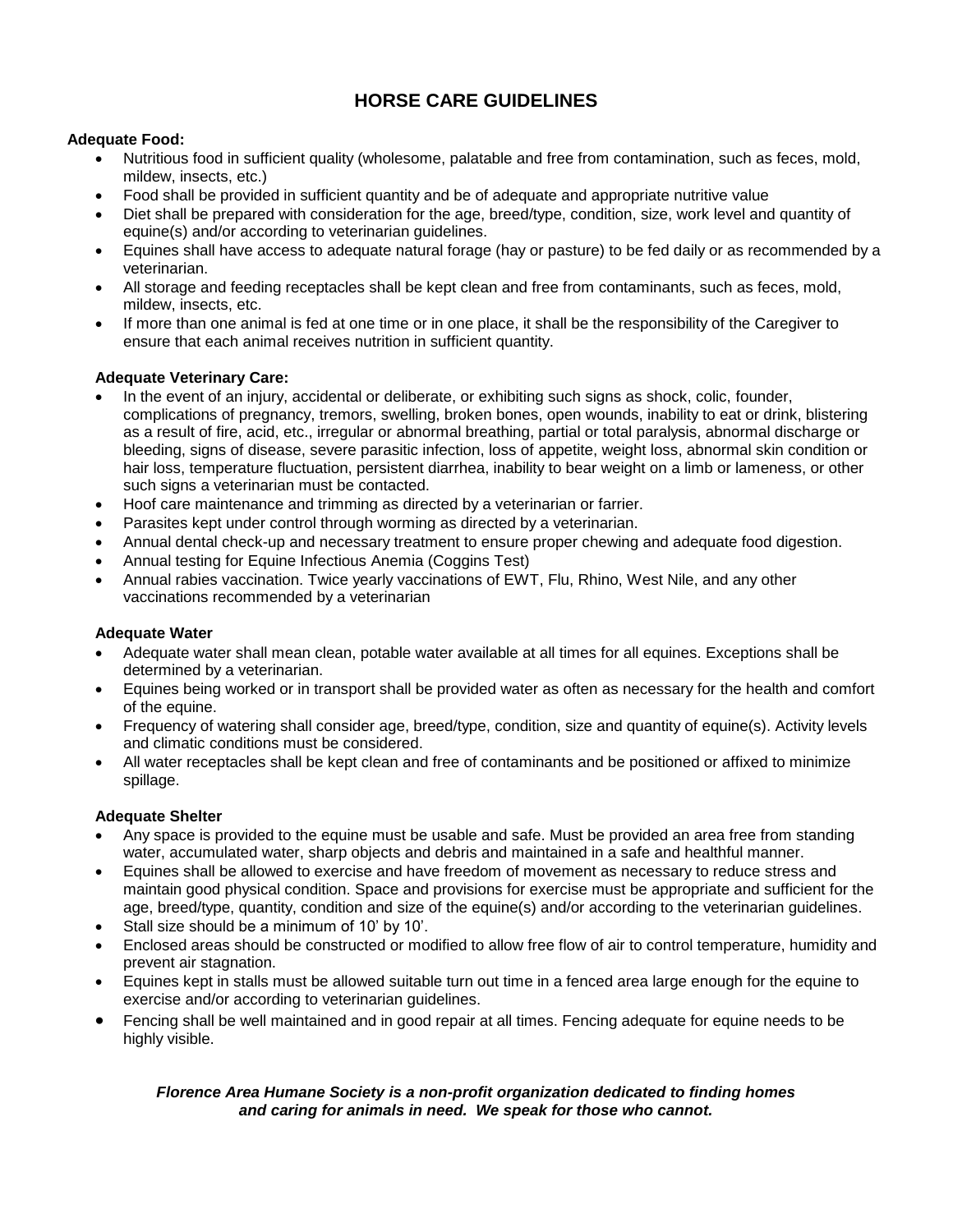# HORSE CARE GUIDELINES

**Adequate Food:**

- Nutritious food in sufficient quality (wholesome, palatable and free from contamination, such as feces, mold, mildew, insects, etc.)
- Food shall be provided in sufficient quantity and be of adequate and appropriate nutritive value
- Diet shall be prepared with consideration for the age, breed/type, condition, size, work level and quantity of equine(s) and/or according to veterinarian guidelines.
- Equines shall have access to adequate natural forage (hay or pasture) to be fed daily or as recommended by a veterinarian.
- All storage and feeding receptacles shall be kept clean and free from contaminants, such as feces, mold, mildew, insects, etc.
- If more than one animal is fed at one time or in one place, it shall be the responsibility of the Caregiver to ensure that each animal receives nutrition in sufficient quantity.

**Adequate Veterinary Care:**

- In the event of an injury, accidental or deliberate, or exhibiting such signs as shock, colic, founder, complications of pregnancy, tremors, swelling, broken bones, open wounds, inability to eat or drink, blistering as a result of fire, acid, etc., irregular or abnormal breathing, partial or total paralysis, abnormal discharge or bleeding, signs of disease, severe parasitic infection, loss of appetite, weight loss, abnormal skin condition or hair loss, temperature fluctuation, persistent diarrhea, inability to bear weight on a limb or lameness, or other such signs a veterinarian must be contacted.
- Hoof care maintenance and trimming as directed by a veterinarian or farrier.
- Parasites kept under control through worming as directed by a veterinarian.
- Annual dental check-up and necessary treatment to ensure proper chewing and adequate food digestion.
- Annual testing for Equine Infectious Anemia (Coggins Test)
- Annual rabies vaccination. Twice yearly vaccinations of EWT, Flu, Rhino, West Nile, and any other vaccinations recommended by a veterinarian

**Adequate Water**

- Adequate water shall mean clean, potable water available at all times for all equines. Exceptions shall be determined by a veterinarian.
- Equines being worked or in transport shall be provided water as often as necessary for the health and comfort of the equine.
- Frequency of watering shall consider age, breed/type, condition, size and quantity of equine(s). Activity levels and climatic conditions must be considered.
- All water receptacles shall be kept clean and free of contaminants and be positioned or affixed to minimize spillage.

**Adequate Shelter**

- Any space is provided to the equine must be usable and safe. Must be provided an area free from standing water, accumulated water, sharp objects and debris and maintained in a safe and healthful manner.
- Equines shall be allowed to exercise and have freedom of movement as necessary to reduce stress and maintain good physical condition. Space and provisions for exercise must be appropriate and sufficient for the age, breed/type, quantity, condition and size of the equine(s) and/or according to the veterinarian guidelines.
- Stall size should be a minimum of 10' by 10'.
- Enclosed areas should be constructed or modified to allow free flow of air to control temperature, humidity and prevent air stagnation.
- Equines kept in stalls must be allowed suitable turn out time in a fenced area large enough for the equine to exercise and/or according to veterinarian guidelines.
- Fencing shall be well maintained and in good repair at all times. Fencing adequate for equine needs to be highly visible.

***Florence Area Humane Society is a non-profit organization dedicated to finding homes and caring for animals in need. We speak for those who cannot.***